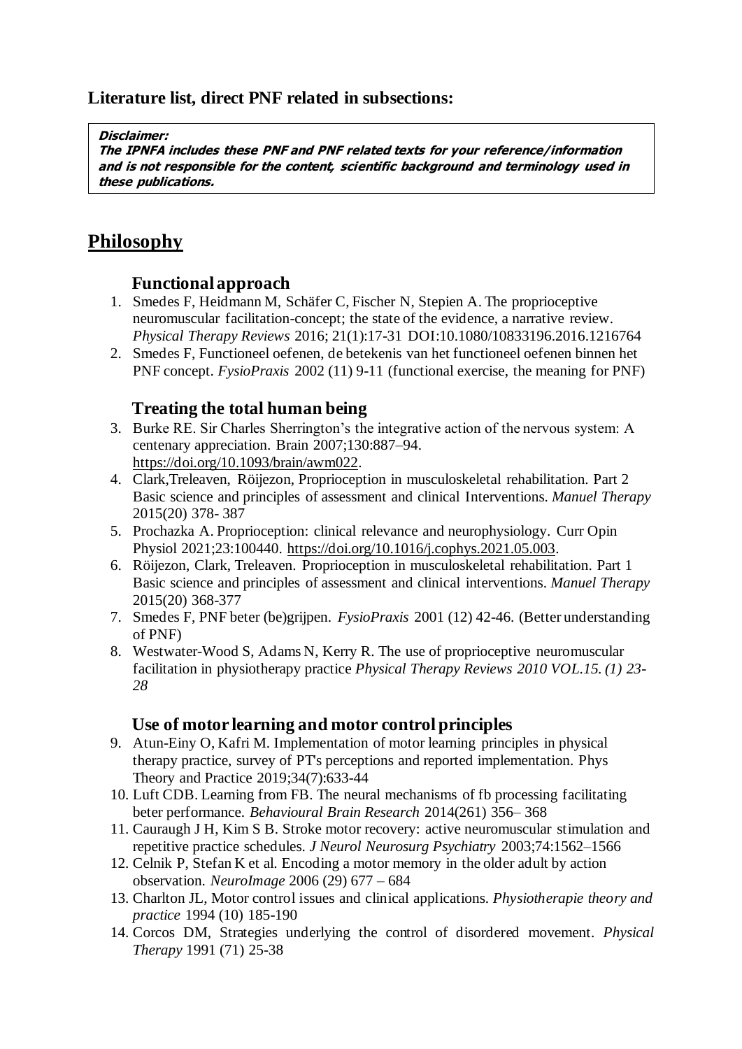## Literature list, direct PNF related in subsections:

> ***Disclaimer:***
> ***The IPNFA includes these PNF and PNF related texts for your reference/information and is not responsible for the content, scientific background and terminology used in these publications.***

# Philosophy

### Functional approach

1. Smedes F, Heidmann M, Schäfer C, Fischer N, Stepien A. The proprioceptive neuromuscular facilitation-concept; the state of the evidence, a narrative review. *Physical Therapy Reviews* 2016; 21(1):17-31 DOI:10.1080/10833196.2016.1216764
2. Smedes F, Functioneel oefenen, de betekenis van het functioneel oefenen binnen het PNF concept. *FysioPraxis* 2002 (11) 9-11 (functional exercise, the meaning for PNF)

### Treating the total human being

3. Burke RE. Sir Charles Sherrington's the integrative action of the nervous system: A centenary appreciation. Brain 2007;130:887–94. https://doi.org/10.1093/brain/awm022.
4. Clark,Treleaven, Röijezon, Proprioception in musculoskeletal rehabilitation. Part 2 Basic science and principles of assessment and clinical Interventions. *Manuel Therapy* 2015(20) 378- 387
5. Prochazka A. Proprioception: clinical relevance and neurophysiology. Curr Opin Physiol 2021;23:100440. https://doi.org/10.1016/j.cophys.2021.05.003.
6. Röijezon, Clark, Treleaven. Proprioception in musculoskeletal rehabilitation. Part 1 Basic science and principles of assessment and clinical interventions. *Manuel Therapy* 2015(20) 368-377
7. Smedes F, PNF beter (be)grijpen. *FysioPraxis* 2001 (12) 42-46. (Better understanding of PNF)
8. Westwater-Wood S, Adams N, Kerry R. The use of proprioceptive neuromuscular facilitation in physiotherapy practice *Physical Therapy Reviews 2010 VOL.15. (1) 23-28*

### Use of motor learning and motor control principles

9. Atun-Einy O, Kafri M. Implementation of motor learning principles in physical therapy practice, survey of PT's perceptions and reported implementation. Phys Theory and Practice 2019;34(7):633-44
10. Luft CDB. Learning from FB. The neural mechanisms of fb processing facilitating beter performance. *Behavioural Brain Research* 2014(261) 356– 368
11. Cauraugh J H, Kim S B. Stroke motor recovery: active neuromuscular stimulation and repetitive practice schedules. *J Neurol Neurosurg Psychiatry* 2003;74:1562–1566
12. Celnik P, Stefan K et al. Encoding a motor memory in the older adult by action observation. *NeuroImage* 2006 (29) 677 – 684
13. Charlton JL, Motor control issues and clinical applications. *Physiotherapie theory and practice* 1994 (10) 185-190
14. Corcos DM, Strategies underlying the control of disordered movement. *Physical Therapy* 1991 (71) 25-38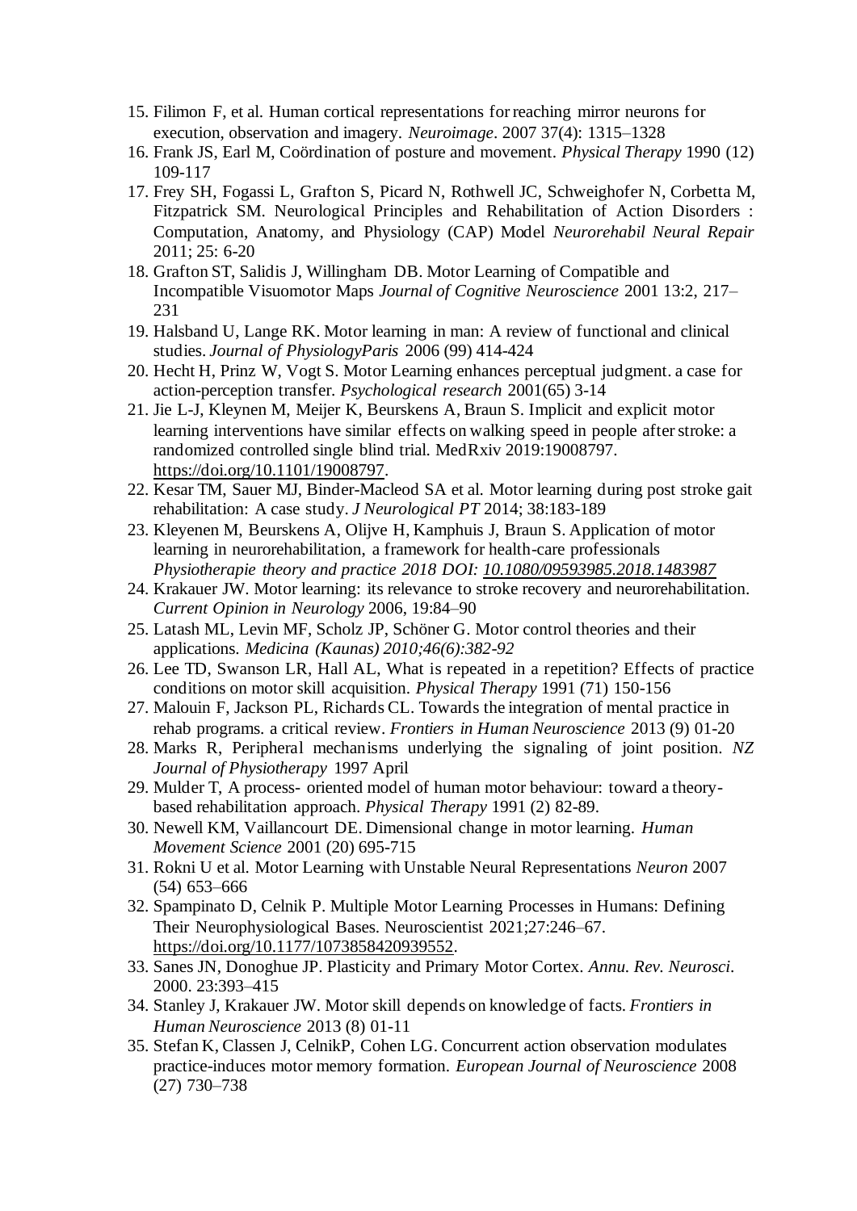15. Filimon F, et al. Human cortical representations for reaching mirror neurons for execution, observation and imagery. *Neuroimage*. 2007 37(4): 1315–1328
16. Frank JS, Earl M, Coördination of posture and movement. *Physical Therapy* 1990 (12) 109-117
17. Frey SH, Fogassi L, Grafton S, Picard N, Rothwell JC, Schweighofer N, Corbetta M, Fitzpatrick SM. Neurological Principles and Rehabilitation of Action Disorders : Computation, Anatomy, and Physiology (CAP) Model *Neurorehabil Neural Repair* 2011; 25: 6-20
18. Grafton ST, Salidis J, Willingham DB. Motor Learning of Compatible and Incompatible Visuomotor Maps *Journal of Cognitive Neuroscience* 2001 13:2, 217–231
19. Halsband U, Lange RK. Motor learning in man: A review of functional and clinical studies. *Journal of PhysiologyParis* 2006 (99) 414-424
20. Hecht H, Prinz W, Vogt S. Motor Learning enhances perceptual judgment. a case for action-perception transfer. *Psychological research* 2001(65) 3-14
21. Jie L-J, Kleynen M, Meijer K, Beurskens A, Braun S. Implicit and explicit motor learning interventions have similar effects on walking speed in people after stroke: a randomized controlled single blind trial. MedRxiv 2019:19008797. https://doi.org/10.1101/19008797.
22. Kesar TM, Sauer MJ, Binder-Macleod SA et al. Motor learning during post stroke gait rehabilitation: A case study. *J Neurological PT* 2014; 38:183-189
23. Kleyenen M, Beurskens A, Olijve H, Kamphuis J, Braun S. Application of motor learning in neurorehabilitation, a framework for health-care professionals *Physiotherapie theory and practice 2018 DOI: 10.1080/09593985.2018.1483987*
24. Krakauer JW. Motor learning: its relevance to stroke recovery and neurorehabilitation. *Current Opinion in Neurology* 2006, 19:84–90
25. Latash ML, Levin MF, Scholz JP, Schöner G. Motor control theories and their applications. *Medicina (Kaunas) 2010;46(6):382-92*
26. Lee TD, Swanson LR, Hall AL, What is repeated in a repetition? Effects of practice conditions on motor skill acquisition. *Physical Therapy* 1991 (71) 150-156
27. Malouin F, Jackson PL, Richards CL. Towards the integration of mental practice in rehab programs. a critical review. *Frontiers in Human Neuroscience* 2013 (9) 01-20
28. Marks R, Peripheral mechanisms underlying the signaling of joint position. *NZ Journal of Physiotherapy* 1997 April
29. Mulder T, A process- oriented model of human motor behaviour: toward a theory-based rehabilitation approach. *Physical Therapy* 1991 (2) 82-89.
30. Newell KM, Vaillancourt DE. Dimensional change in motor learning. *Human Movement Science* 2001 (20) 695-715
31. Rokni U et al. Motor Learning with Unstable Neural Representations *Neuron* 2007 (54) 653–666
32. Spampinato D, Celnik P. Multiple Motor Learning Processes in Humans: Defining Their Neurophysiological Bases. Neuroscientist 2021;27:246–67. https://doi.org/10.1177/1073858420939552.
33. Sanes JN, Donoghue JP. Plasticity and Primary Motor Cortex. *Annu. Rev. Neurosci*. 2000. 23:393–415
34. Stanley J, Krakauer JW. Motor skill depends on knowledge of facts. *Frontiers in Human Neuroscience* 2013 (8) 01-11
35. Stefan K, Classen J, CelnikP, Cohen LG. Concurrent action observation modulates practice-induces motor memory formation. *European Journal of Neuroscience* 2008 (27) 730–738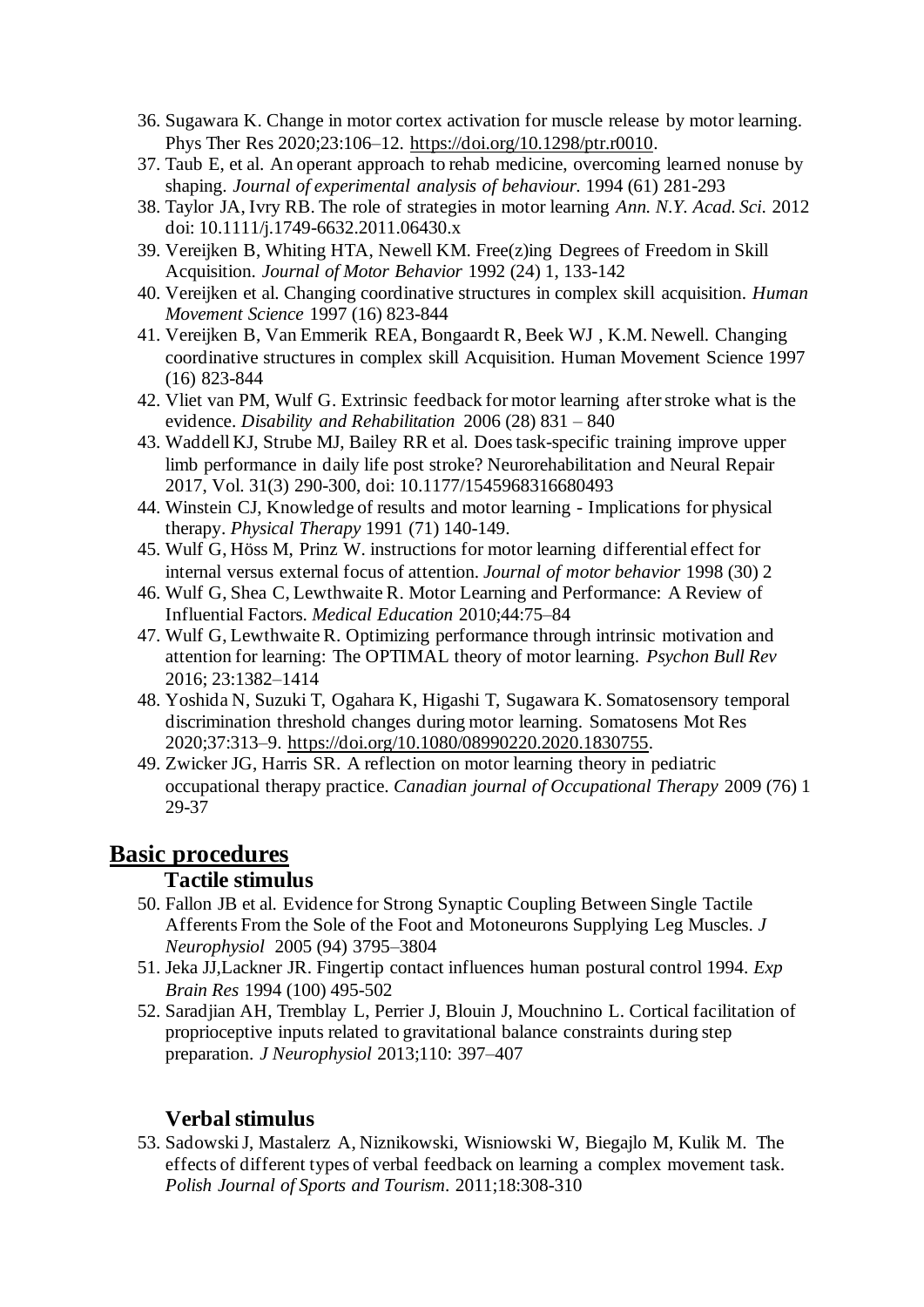36. Sugawara K. Change in motor cortex activation for muscle release by motor learning. Phys Ther Res 2020;23:106–12. https://doi.org/10.1298/ptr.r0010.
37. Taub E, et al. An operant approach to rehab medicine, overcoming learned nonuse by shaping. *Journal of experimental analysis of behaviour.* 1994 (61) 281-293
38. Taylor JA, Ivry RB. The role of strategies in motor learning *Ann. N.Y. Acad. Sci.* 2012 doi: 10.1111/j.1749-6632.2011.06430.x
39. Vereijken B, Whiting HTA, Newell KM. Free(z)ing Degrees of Freedom in Skill Acquisition. *Journal of Motor Behavior* 1992 (24) 1, 133-142
40. Vereijken et al. Changing coordinative structures in complex skill acquisition. *Human Movement Science* 1997 (16) 823-844
41. Vereijken B, Van Emmerik REA, Bongaardt R, Beek WJ , K.M. Newell. Changing coordinative structures in complex skill Acquisition. Human Movement Science 1997 (16) 823-844
42. Vliet van PM, Wulf G. Extrinsic feedback for motor learning after stroke what is the evidence. *Disability and Rehabilitation* 2006 (28) 831 – 840
43. Waddell KJ, Strube MJ, Bailey RR et al. Does task-specific training improve upper limb performance in daily life post stroke? Neurorehabilitation and Neural Repair 2017, Vol. 31(3) 290-300, doi: 10.1177/1545968316680493
44. Winstein CJ, Knowledge of results and motor learning - Implications for physical therapy. *Physical Therapy* 1991 (71) 140-149.
45. Wulf G, Höss M, Prinz W. instructions for motor learning differential effect for internal versus external focus of attention. *Journal of motor behavior* 1998 (30) 2
46. Wulf G, Shea C, Lewthwaite R. Motor Learning and Performance: A Review of Influential Factors. *Medical Education* 2010;44:75–84
47. Wulf G, Lewthwaite R. Optimizing performance through intrinsic motivation and attention for learning: The OPTIMAL theory of motor learning. *Psychon Bull Rev* 2016; 23:1382–1414
48. Yoshida N, Suzuki T, Ogahara K, Higashi T, Sugawara K. Somatosensory temporal discrimination threshold changes during motor learning. Somatosens Mot Res 2020;37:313–9. https://doi.org/10.1080/08990220.2020.1830755.
49. Zwicker JG, Harris SR. A reflection on motor learning theory in pediatric occupational therapy practice. *Canadian journal of Occupational Therapy* 2009 (76) 1 29-37

## Basic procedures

### Tactile stimulus

50. Fallon JB et al. Evidence for Strong Synaptic Coupling Between Single Tactile Afferents From the Sole of the Foot and Motoneurons Supplying Leg Muscles. *J Neurophysiol* 2005 (94) 3795–3804
51. Jeka JJ,Lackner JR. Fingertip contact influences human postural control 1994. *Exp Brain Res* 1994 (100) 495-502
52. Saradjian AH, Tremblay L, Perrier J, Blouin J, Mouchnino L. Cortical facilitation of proprioceptive inputs related to gravitational balance constraints during step preparation. *J Neurophysiol* 2013;110: 397–407

### Verbal stimulus

53. Sadowski J, Mastalerz A, Niznikowski, Wisniowski W, Biegajlo M, Kulik M. The effects of different types of verbal feedback on learning a complex movement task. *Polish Journal of Sports and Tourism.* 2011;18:308-310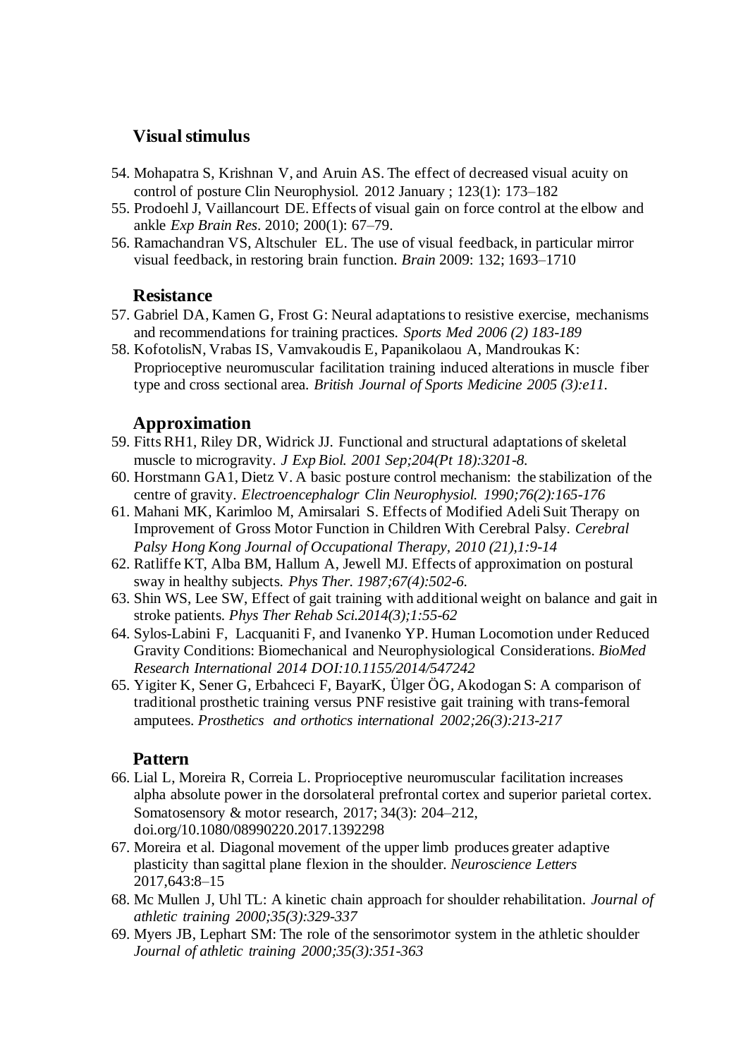### Visual stimulus

54. Mohapatra S, Krishnan V, and Aruin AS. The effect of decreased visual acuity on control of posture Clin Neurophysiol. 2012 January ; 123(1): 173–182
55. Prodoehl J, Vaillancourt DE. Effects of visual gain on force control at the elbow and ankle *Exp Brain Res*. 2010; 200(1): 67–79.
56. Ramachandran VS, Altschuler EL. The use of visual feedback, in particular mirror visual feedback, in restoring brain function. *Brain* 2009: 132; 1693–1710

### Resistance

57. Gabriel DA, Kamen G, Frost G: Neural adaptations to resistive exercise, mechanisms and recommendations for training practices. *Sports Med 2006 (2) 183-189*
58. KofotolisN, Vrabas IS, Vamvakoudis E, Papanikolaou A, Mandroukas K: Proprioceptive neuromuscular facilitation training induced alterations in muscle fiber type and cross sectional area. *British Journal of Sports Medicine 2005 (3):e11.*

### Approximation

59. Fitts RH1, Riley DR, Widrick JJ. Functional and structural adaptations of skeletal muscle to microgravity. *J Exp Biol. 2001 Sep;204(Pt 18):3201-8.*
60. Horstmann GA1, Dietz V. A basic posture control mechanism: the stabilization of the centre of gravity. *Electroencephalogr Clin Neurophysiol. 1990;76(2):165-176*
61. Mahani MK, Karimloo M, Amirsalari S. Effects of Modified Adeli Suit Therapy on Improvement of Gross Motor Function in Children With Cerebral Palsy. *Cerebral Palsy Hong Kong Journal of Occupational Therapy, 2010 (21),1:9-14*
62. Ratliffe KT, Alba BM, Hallum A, Jewell MJ. Effects of approximation on postural sway in healthy subjects. *Phys Ther. 1987;67(4):502-6.*
63. Shin WS, Lee SW, Effect of gait training with additional weight on balance and gait in stroke patients. *Phys Ther Rehab Sci.2014(3);1:55-62*
64. Sylos-Labini F, Lacquaniti F, and Ivanenko YP. Human Locomotion under Reduced Gravity Conditions: Biomechanical and Neurophysiological Considerations. *BioMed Research International 2014 DOI:10.1155/2014/547242*
65. Yigiter K, Sener G, Erbahceci F, BayarK, Ülger ÖG, Akodogan S: A comparison of traditional prosthetic training versus PNF resistive gait training with trans-femoral amputees. *Prosthetics and orthotics international 2002;26(3):213-217*

### Pattern

66. Lial L, Moreira R, Correia L. Proprioceptive neuromuscular facilitation increases alpha absolute power in the dorsolateral prefrontal cortex and superior parietal cortex. Somatosensory & motor research, 2017; 34(3): 204–212, doi.org/10.1080/08990220.2017.1392298
67. Moreira et al. Diagonal movement of the upper limb produces greater adaptive plasticity than sagittal plane flexion in the shoulder. *Neuroscience Letters* 2017,643:8–15
68. Mc Mullen J, Uhl TL: A kinetic chain approach for shoulder rehabilitation. *Journal of athletic training 2000;35(3):329-337*
69. Myers JB, Lephart SM: The role of the sensorimotor system in the athletic shoulder *Journal of athletic training 2000;35(3):351-363*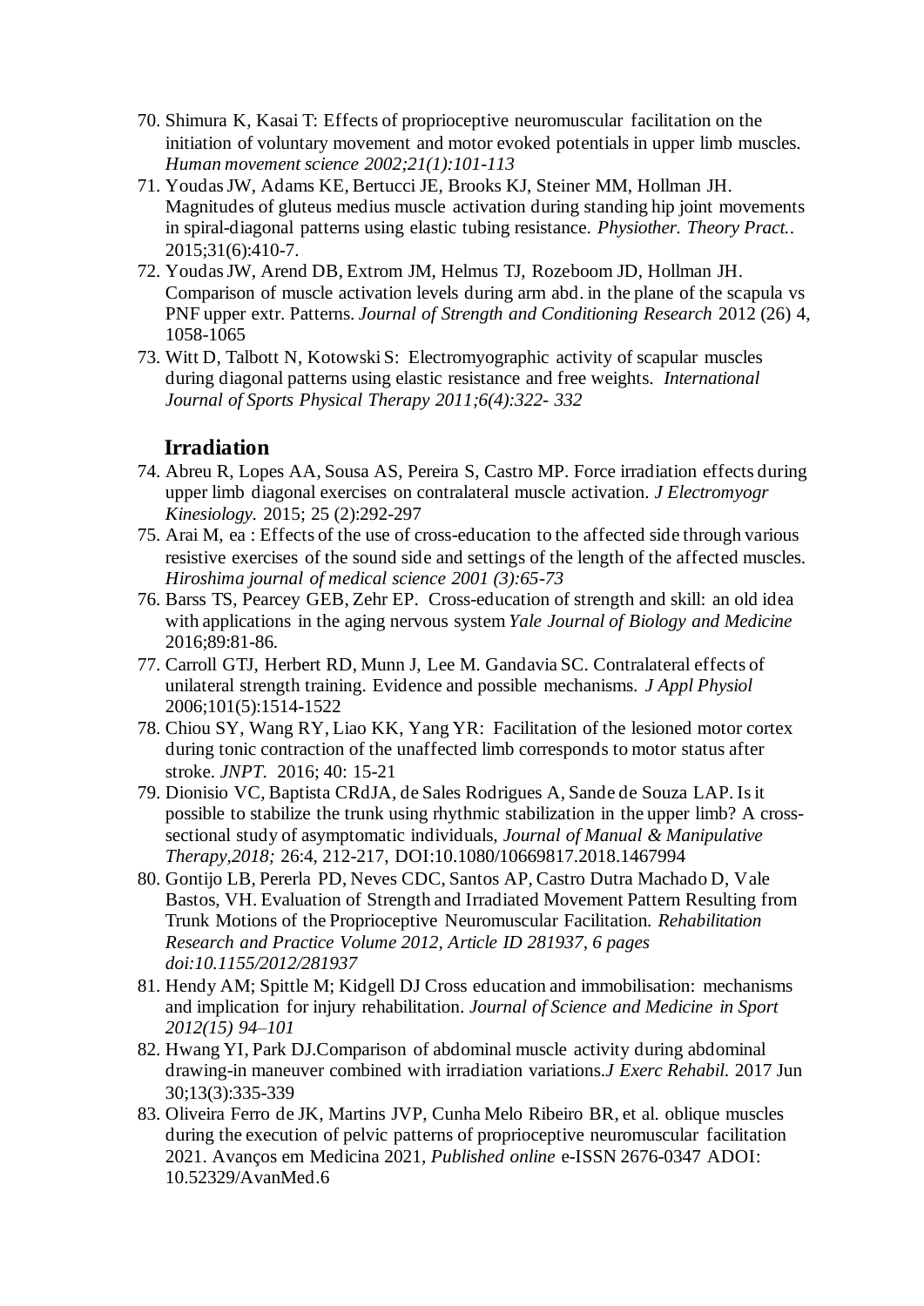70. Shimura K, Kasai T: Effects of proprioceptive neuromuscular facilitation on the initiation of voluntary movement and motor evoked potentials in upper limb muscles. *Human movement science 2002;21(1):101-113*
71. Youdas JW, Adams KE, Bertucci JE, Brooks KJ, Steiner MM, Hollman JH. Magnitudes of gluteus medius muscle activation during standing hip joint movements in spiral-diagonal patterns using elastic tubing resistance. *Physiother. Theory Pract.*. 2015;31(6):410-7.
72. Youdas JW, Arend DB, Extrom JM, Helmus TJ, Rozeboom JD, Hollman JH. Comparison of muscle activation levels during arm abd. in the plane of the scapula vs PNF upper extr. Patterns. *Journal of Strength and Conditioning Research* 2012 (26) 4, 1058-1065
73. Witt D, Talbott N, Kotowski S: Electromyographic activity of scapular muscles during diagonal patterns using elastic resistance and free weights. *International Journal of Sports Physical Therapy 2011;6(4):322- 332*

## Irradiation

74. Abreu R, Lopes AA, Sousa AS, Pereira S, Castro MP. Force irradiation effects during upper limb diagonal exercises on contralateral muscle activation. *J Electromyogr Kinesiology.* 2015; 25 (2):292-297
75. Arai M, ea : Effects of the use of cross-education to the affected side through various resistive exercises of the sound side and settings of the length of the affected muscles. *Hiroshima journal of medical science 2001 (3):65-73*
76. Barss TS, Pearcey GEB, Zehr EP. Cross-education of strength and skill: an old idea with applications in the aging nervous system *Yale Journal of Biology and Medicine* 2016;89:81-86.
77. Carroll GTJ, Herbert RD, Munn J, Lee M. Gandavia SC. Contralateral effects of unilateral strength training. Evidence and possible mechanisms. *J Appl Physiol* 2006;101(5):1514-1522
78. Chiou SY, Wang RY, Liao KK, Yang YR: Facilitation of the lesioned motor cortex during tonic contraction of the unaffected limb corresponds to motor status after stroke. *JNPT.* 2016; 40: 15-21
79. Dionisio VC, Baptista CRdJA, de Sales Rodrigues A, Sande de Souza LAP. Is it possible to stabilize the trunk using rhythmic stabilization in the upper limb? A cross-sectional study of asymptomatic individuals, *Journal of Manual & Manipulative Therapy,2018;* 26:4, 212-217, DOI:10.1080/10669817.2018.1467994
80. Gontijo LB, Pererla PD, Neves CDC, Santos AP, Castro Dutra Machado D, Vale Bastos, VH. Evaluation of Strength and Irradiated Movement Pattern Resulting from Trunk Motions of the Proprioceptive Neuromuscular Facilitation. *Rehabilitation Research and Practice Volume 2012, Article ID 281937, 6 pages doi:10.1155/2012/281937*
81. Hendy AM; Spittle M; Kidgell DJ Cross education and immobilisation: mechanisms and implication for injury rehabilitation. *Journal of Science and Medicine in Sport 2012(15) 94–101*
82. Hwang YI, Park DJ.Comparison of abdominal muscle activity during abdominal drawing-in maneuver combined with irradiation variations.*J Exerc Rehabil.* 2017 Jun 30;13(3):335-339
83. Oliveira Ferro de JK, Martins JVP, Cunha Melo Ribeiro BR, et al. oblique muscles during the execution of pelvic patterns of proprioceptive neuromuscular facilitation 2021. Avanços em Medicina 2021, *Published online* e-ISSN 2676-0347 ADOI: 10.52329/AvanMed.6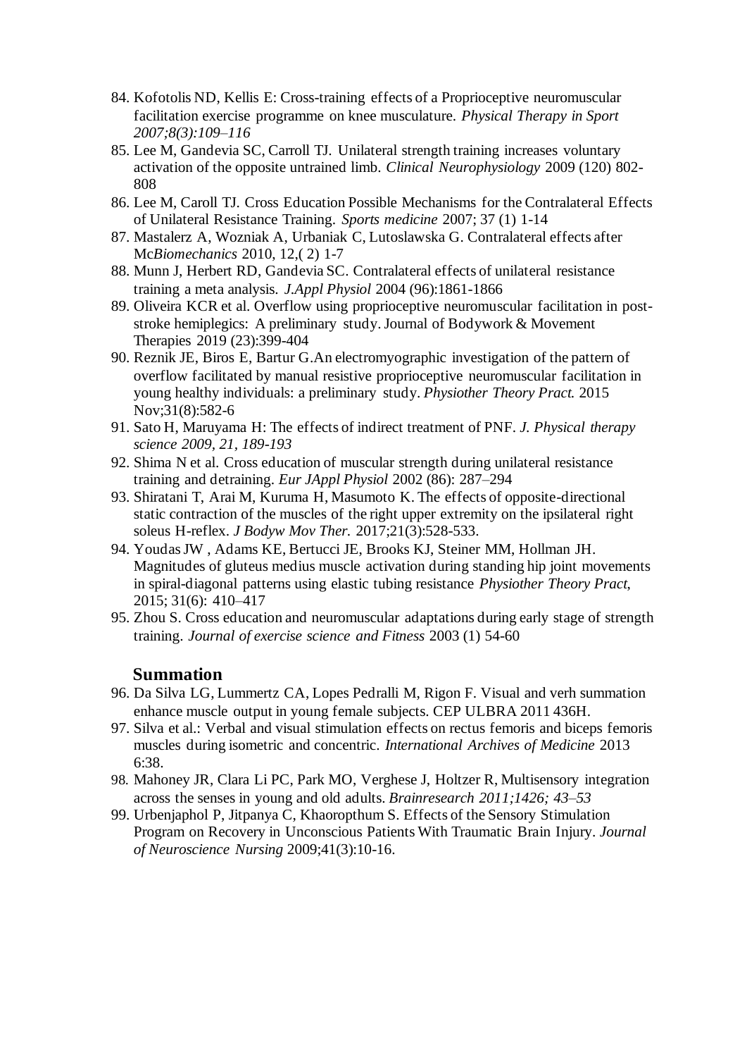84. Kofotolis ND, Kellis E: Cross-training effects of a Proprioceptive neuromuscular facilitation exercise programme on knee musculature. *Physical Therapy in Sport 2007;8(3):109–116*
85. Lee M, Gandevia SC, Carroll TJ. Unilateral strength training increases voluntary activation of the opposite untrained limb. *Clinical Neurophysiology* 2009 (120) 802-808
86. Lee M, Caroll TJ. Cross Education Possible Mechanisms for the Contralateral Effects of Unilateral Resistance Training. *Sports medicine* 2007; 37 (1) 1-14
87. Mastalerz A, Wozniak A, Urbaniak C, Lutoslawska G. Contralateral effects after Mc*Biomechanics* 2010, 12,( 2) 1-7
88. Munn J, Herbert RD, Gandevia SC. Contralateral effects of unilateral resistance training a meta analysis. *J.Appl Physiol* 2004 (96):1861-1866
89. Oliveira KCR et al. Overflow using proprioceptive neuromuscular facilitation in post-stroke hemiplegics: A preliminary study. Journal of Bodywork & Movement Therapies 2019 (23):399-404
90. Reznik JE, Biros E, Bartur G.An electromyographic investigation of the pattern of overflow facilitated by manual resistive proprioceptive neuromuscular facilitation in young healthy individuals: a preliminary study. *Physiother Theory Pract.* 2015 Nov;31(8):582-6
91. Sato H, Maruyama H: The effects of indirect treatment of PNF. *J. Physical therapy science 2009, 21, 189-193*
92. Shima N et al. Cross education of muscular strength during unilateral resistance training and detraining. *Eur JAppl Physiol* 2002 (86): 287–294
93. Shiratani T, Arai M, Kuruma H, Masumoto K. The effects of opposite-directional static contraction of the muscles of the right upper extremity on the ipsilateral right soleus H-reflex. *J Bodyw Mov Ther.* 2017;21(3):528-533.
94. Youdas JW , Adams KE, Bertucci JE, Brooks KJ, Steiner MM, Hollman JH. Magnitudes of gluteus medius muscle activation during standing hip joint movements in spiral-diagonal patterns using elastic tubing resistance *Physiother Theory Pract*, 2015; 31(6): 410–417
95. Zhou S. Cross education and neuromuscular adaptations during early stage of strength training. *Journal of exercise science and Fitness* 2003 (1) 54-60

## Summation

96. Da Silva LG, Lummertz CA, Lopes Pedralli M, Rigon F. Visual and verh summation enhance muscle output in young female subjects. CEP ULBRA 2011 436H.
97. Silva et al.: Verbal and visual stimulation effects on rectus femoris and biceps femoris muscles during isometric and concentric. *International Archives of Medicine* 2013 6:38.
98. Mahoney JR, Clara Li PC, Park MO, Verghese J, Holtzer R, Multisensory integration across the senses in young and old adults. *Brainresearch 2011;1426; 43–53*
99. Urbenjaphol P, Jitpanya C, Khaoropthum S. Effects of the Sensory Stimulation Program on Recovery in Unconscious Patients With Traumatic Brain Injury. *Journal of Neuroscience Nursing* 2009;41(3):10-16.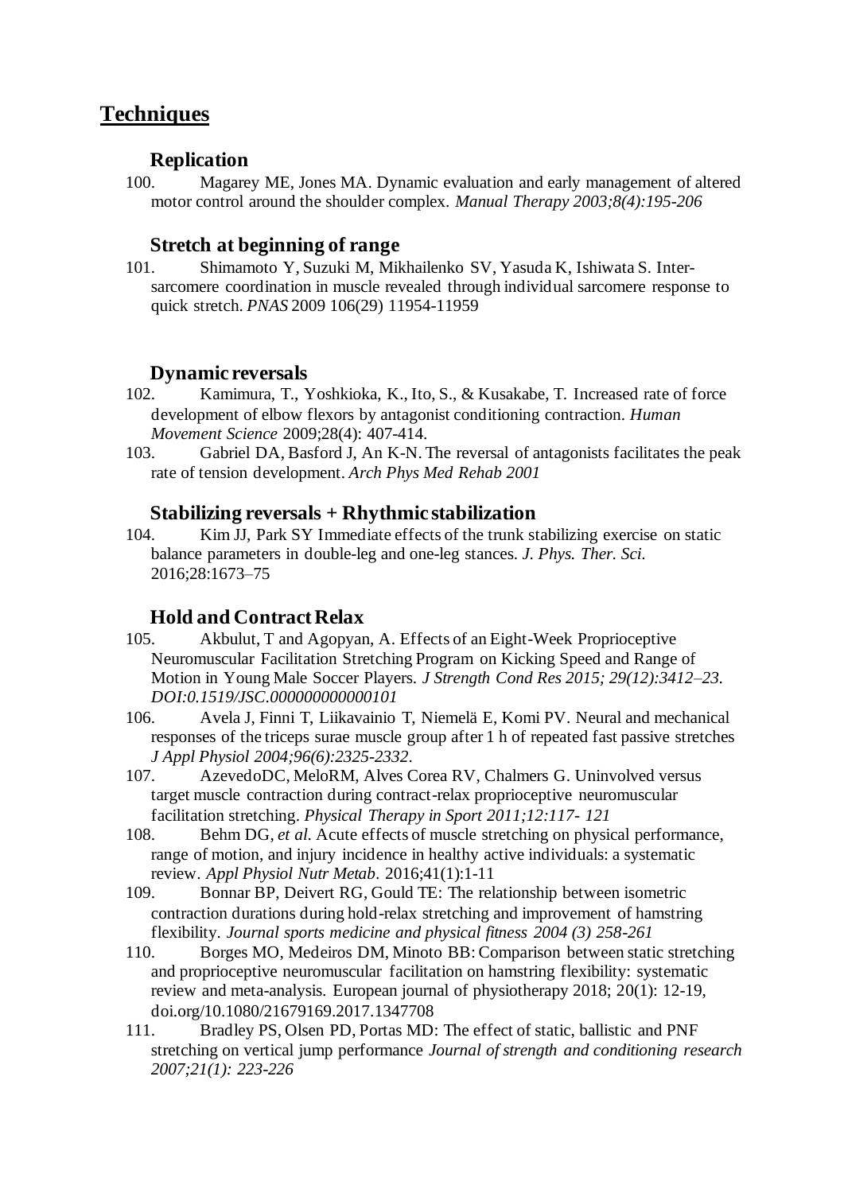## Techniques

### Replication

100. Magarey ME, Jones MA. Dynamic evaluation and early management of altered motor control around the shoulder complex. *Manual Therapy 2003;8(4):195-206*

### Stretch at beginning of range

101. Shimamoto Y, Suzuki M, Mikhailenko SV, Yasuda K, Ishiwata S. Inter-sarcomere coordination in muscle revealed through individual sarcomere response to quick stretch. *PNAS* 2009 106(29) 11954-11959

### Dynamic reversals

102. Kamimura, T., Yoshkioka, K., Ito, S., & Kusakabe, T. Increased rate of force development of elbow flexors by antagonist conditioning contraction. *Human Movement Science* 2009;28(4): 407-414.
103. Gabriel DA, Basford J, An K-N. The reversal of antagonists facilitates the peak rate of tension development. *Arch Phys Med Rehab 2001*

### Stabilizing reversals + Rhythmic stabilization

104. Kim JJ, Park SY Immediate effects of the trunk stabilizing exercise on static balance parameters in double-leg and one-leg stances. *J. Phys. Ther. Sci.* 2016;28:1673–75

### Hold and Contract Relax

105. Akbulut, T and Agopyan, A. Effects of an Eight-Week Proprioceptive Neuromuscular Facilitation Stretching Program on Kicking Speed and Range of Motion in Young Male Soccer Players. *J Strength Cond Res 2015; 29(12):3412–23. DOI:0.1519/JSC.000000000000101*
106. Avela J, Finni T, Liikavainio T, Niemelä E, Komi PV. Neural and mechanical responses of the triceps surae muscle group after 1 h of repeated fast passive stretches *J Appl Physiol 2004;96(6):2325-2332*.
107. AzevedoDC, MeloRM, Alves Corea RV, Chalmers G. Uninvolved versus target muscle contraction during contract-relax proprioceptive neuromuscular facilitation stretching. *Physical Therapy in Sport 2011;12:117- 121*
108. Behm DG, *et al.* Acute effects of muscle stretching on physical performance, range of motion, and injury incidence in healthy active individuals: a systematic review. *Appl Physiol Nutr Metab*. 2016;41(1):1-11
109. Bonnar BP, Deivert RG, Gould TE: The relationship between isometric contraction durations during hold-relax stretching and improvement of hamstring flexibility. *Journal sports medicine and physical fitness 2004 (3) 258-261*
110. Borges MO, Medeiros DM, Minoto BB: Comparison between static stretching and proprioceptive neuromuscular facilitation on hamstring flexibility: systematic review and meta-analysis. European journal of physiotherapy 2018; 20(1): 12-19, doi.org/10.1080/21679169.2017.1347708
111. Bradley PS, Olsen PD, Portas MD: The effect of static, ballistic and PNF stretching on vertical jump performance *Journal of strength and conditioning research 2007;21(1): 223-226*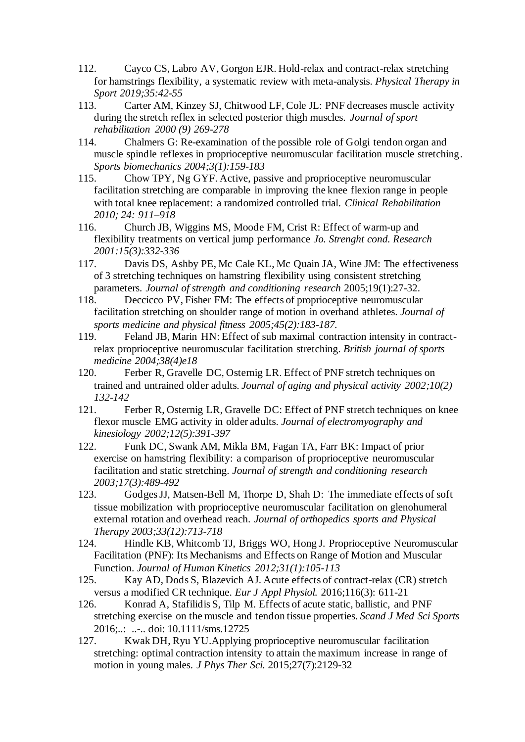112. Cayco CS, Labro AV, Gorgon EJR. Hold-relax and contract-relax stretching for hamstrings flexibility, a systematic review with meta-analysis. *Physical Therapy in Sport 2019;35:42-55*
113. Carter AM, Kinzey SJ, Chitwood LF, Cole JL: PNF decreases muscle activity during the stretch reflex in selected posterior thigh muscles. *Journal of sport rehabilitation 2000 (9) 269-278*
114. Chalmers G: Re-examination of the possible role of Golgi tendon organ and muscle spindle reflexes in proprioceptive neuromuscular facilitation muscle stretching. *Sports biomechanics 2004;3(1):159-183*
115. Chow TPY, Ng GYF. Active, passive and proprioceptive neuromuscular facilitation stretching are comparable in improving the knee flexion range in people with total knee replacement: a randomized controlled trial. *Clinical Rehabilitation 2010; 24: 911–918*
116. Church JB, Wiggins MS, Moode FM, Crist R: Effect of warm-up and flexibility treatments on vertical jump performance *Jo. Strenght cond. Research 2001:15(3):332-336*
117. Davis DS, Ashby PE, Mc Cale KL, Mc Quain JA, Wine JM: The effectiveness of 3 stretching techniques on hamstring flexibility using consistent stretching parameters. *Journal of strength and conditioning research* 2005;19(1):27-32.
118. Deccicco PV, Fisher FM: The effects of proprioceptive neuromuscular facilitation stretching on shoulder range of motion in overhand athletes. *Journal of sports medicine and physical fitness 2005;45(2):183-187.*
119. Feland JB, Marin HN: Effect of sub maximal contraction intensity in contract-relax proprioceptive neuromuscular facilitation stretching. *British journal of sports medicine 2004;38(4)e18*
120. Ferber R, Gravelle DC, Osternig LR. Effect of PNF stretch techniques on trained and untrained older adults. *Journal of aging and physical activity 2002;10(2) 132-142*
121. Ferber R, Osternig LR, Gravelle DC: Effect of PNF stretch techniques on knee flexor muscle EMG activity in older adults. *Journal of electromyography and kinesiology 2002;12(5):391-397*
122. Funk DC, Swank AM, Mikla BM, Fagan TA, Farr BK: Impact of prior exercise on hamstring flexibility: a comparison of proprioceptive neuromuscular facilitation and static stretching. *Journal of strength and conditioning research 2003;17(3):489-492*
123. Godges JJ, Matsen-Bell M, Thorpe D, Shah D: The immediate effects of soft tissue mobilization with proprioceptive neuromuscular facilitation on glenohumeral external rotation and overhead reach. *Journal of orthopedics sports and Physical Therapy 2003;33(12):713-718*
124. Hindle KB, Whitcomb TJ, Briggs WO, Hong J. Proprioceptive Neuromuscular Facilitation (PNF): Its Mechanisms and Effects on Range of Motion and Muscular Function. *Journal of Human Kinetics 2012;31(1):105-113*
125. Kay AD, Dods S, Blazevich AJ. Acute effects of contract-relax (CR) stretch versus a modified CR technique. *Eur J Appl Physiol.* 2016;116(3): 611-21
126. Konrad A, Stafilidis S, Tilp M. Effects of acute static, ballistic, and PNF stretching exercise on the muscle and tendon tissue properties. *Scand J Med Sci Sports* 2016;..: ..-.. doi: 10.1111/sms.12725
127. Kwak DH, Ryu YU.Applying proprioceptive neuromuscular facilitation stretching: optimal contraction intensity to attain the maximum increase in range of motion in young males. *J Phys Ther Sci.* 2015;27(7):2129-32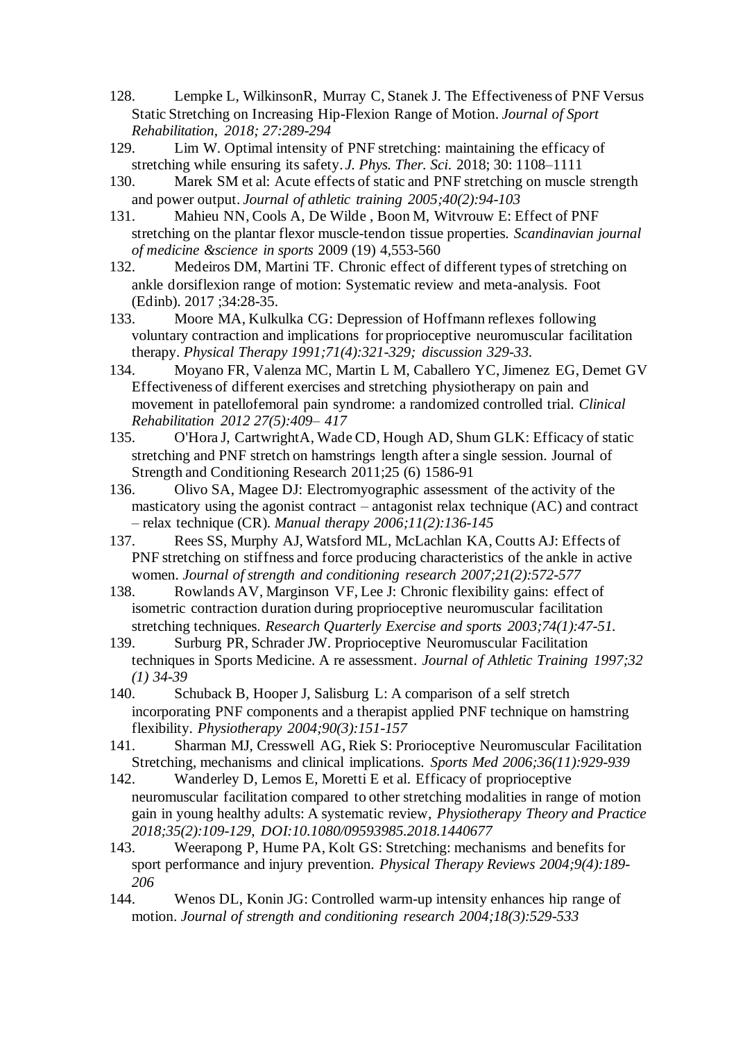128. Lempke L, WilkinsonR, Murray C, Stanek J. The Effectiveness of PNF Versus Static Stretching on Increasing Hip-Flexion Range of Motion. *Journal of Sport Rehabilitation, 2018; 27:289-294*

129. Lim W. Optimal intensity of PNF stretching: maintaining the efficacy of stretching while ensuring its safety. *J. Phys. Ther. Sci.* 2018; 30: 1108–1111

130. Marek SM et al: Acute effects of static and PNF stretching on muscle strength and power output. *Journal of athletic training 2005;40(2):94-103*

131. Mahieu NN, Cools A, De Wilde , Boon M, Witvrouw E: Effect of PNF stretching on the plantar flexor muscle-tendon tissue properties. *Scandinavian journal of medicine &science in sports* 2009 (19) 4,553-560

132. Medeiros DM, Martini TF. Chronic effect of different types of stretching on ankle dorsiflexion range of motion: Systematic review and meta-analysis. Foot (Edinb). 2017 ;34:28-35.

133. Moore MA, Kulkulka CG: Depression of Hoffmann reflexes following voluntary contraction and implications for proprioceptive neuromuscular facilitation therapy. *Physical Therapy 1991;71(4):321-329; discussion 329-33.*

134. Moyano FR, Valenza MC, Martin L M, Caballero YC, Jimenez EG, Demet GV Effectiveness of different exercises and stretching physiotherapy on pain and movement in patellofemoral pain syndrome: a randomized controlled trial. *Clinical Rehabilitation 2012 27(5):409– 417*

135. O'Hora J, CartwrightA, Wade CD, Hough AD, Shum GLK: Efficacy of static stretching and PNF stretch on hamstrings length after a single session. Journal of Strength and Conditioning Research 2011;25 (6) 1586-91

136. Olivo SA, Magee DJ: Electromyographic assessment of the activity of the masticatory using the agonist contract – antagonist relax technique (AC) and contract – relax technique (CR). *Manual therapy 2006;11(2):136-145*

137. Rees SS, Murphy AJ, Watsford ML, McLachlan KA, Coutts AJ: Effects of PNF stretching on stiffness and force producing characteristics of the ankle in active women. *Journal of strength and conditioning research 2007;21(2):572-577*

138. Rowlands AV, Marginson VF, Lee J: Chronic flexibility gains: effect of isometric contraction duration during proprioceptive neuromuscular facilitation stretching techniques. *Research Quarterly Exercise and sports 2003;74(1):47-51.*

139. Surburg PR, Schrader JW. Proprioceptive Neuromuscular Facilitation techniques in Sports Medicine. A re assessment. *Journal of Athletic Training 1997;32 (1) 34-39*

140. Schuback B, Hooper J, Salisburg L: A comparison of a self stretch incorporating PNF components and a therapist applied PNF technique on hamstring flexibility. *Physiotherapy 2004;90(3):151-157*

141. Sharman MJ, Cresswell AG, Riek S: Prorioceptive Neuromuscular Facilitation Stretching, mechanisms and clinical implications. *Sports Med 2006;36(11):929-939*

142. Wanderley D, Lemos E, Moretti E et al. Efficacy of proprioceptive neuromuscular facilitation compared to other stretching modalities in range of motion gain in young healthy adults: A systematic review, *Physiotherapy Theory and Practice 2018;35(2):109-129, DOI:10.1080/09593985.2018.1440677*

143. Weerapong P, Hume PA, Kolt GS: Stretching: mechanisms and benefits for sport performance and injury prevention. *Physical Therapy Reviews 2004;9(4):189-206*

144. Wenos DL, Konin JG: Controlled warm-up intensity enhances hip range of motion. *Journal of strength and conditioning research 2004;18(3):529-533*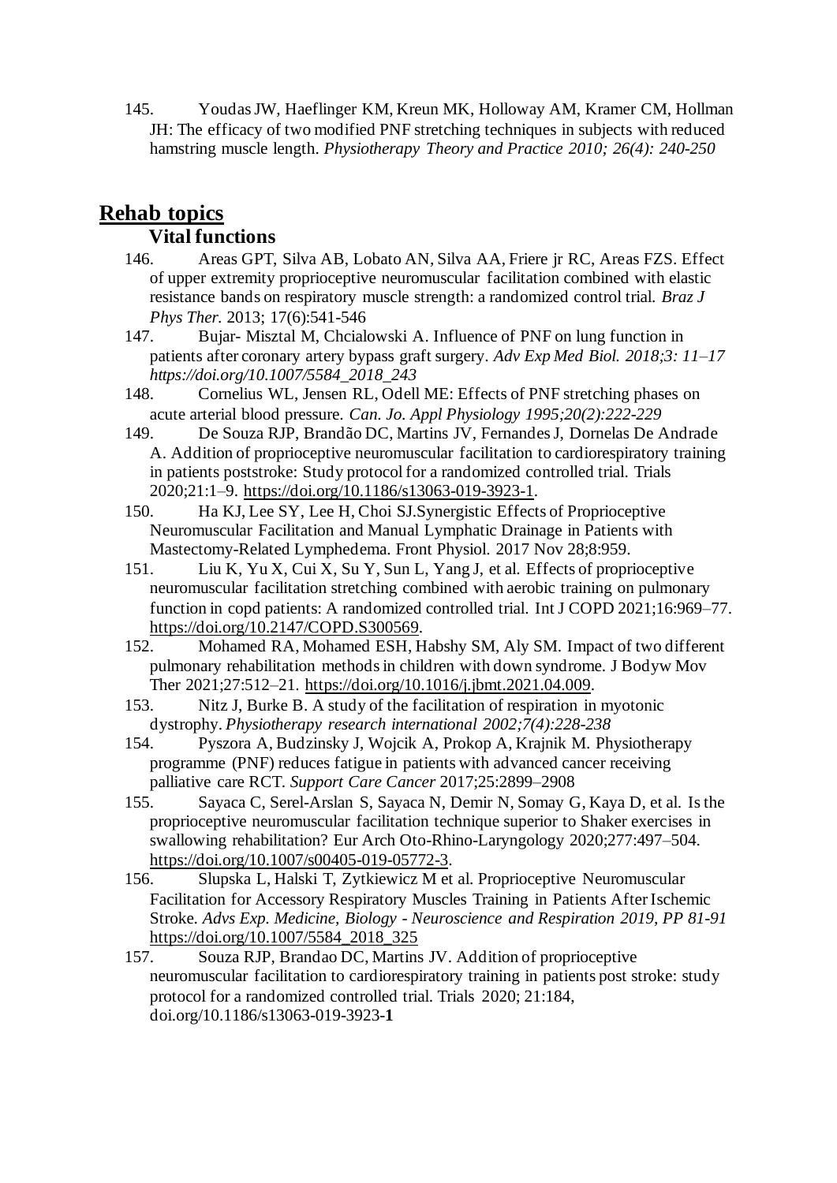145. Youdas JW, Haeflinger KM, Kreun MK, Holloway AM, Kramer CM, Hollman JH: The efficacy of two modified PNF stretching techniques in subjects with reduced hamstring muscle length. *Physiotherapy Theory and Practice 2010; 26(4): 240-250*

## Rehab topics

### Vital functions

146. Areas GPT, Silva AB, Lobato AN, Silva AA, Friere jr RC, Areas FZS. Effect of upper extremity proprioceptive neuromuscular facilitation combined with elastic resistance bands on respiratory muscle strength: a randomized control trial. *Braz J Phys Ther.* 2013; 17(6):541-546
147. Bujar- Misztal M, Chcialowski A. Influence of PNF on lung function in patients after coronary artery bypass graft surgery. *Adv Exp Med Biol. 2018;3: 11–17 https://doi.org/10.1007/5584_2018_243*
148. Cornelius WL, Jensen RL, Odell ME: Effects of PNF stretching phases on acute arterial blood pressure. *Can. Jo. Appl Physiology 1995;20(2):222-229*
149. De Souza RJP, Brandão DC, Martins JV, Fernandes J, Dornelas De Andrade A. Addition of proprioceptive neuromuscular facilitation to cardiorespiratory training in patients poststroke: Study protocol for a randomized controlled trial. Trials 2020;21:1–9. https://doi.org/10.1186/s13063-019-3923-1.
150. Ha KJ, Lee SY, Lee H, Choi SJ.Synergistic Effects of Proprioceptive Neuromuscular Facilitation and Manual Lymphatic Drainage in Patients with Mastectomy-Related Lymphedema. Front Physiol. 2017 Nov 28;8:959.
151. Liu K, Yu X, Cui X, Su Y, Sun L, Yang J, et al. Effects of proprioceptive neuromuscular facilitation stretching combined with aerobic training on pulmonary function in copd patients: A randomized controlled trial. Int J COPD 2021;16:969–77. https://doi.org/10.2147/COPD.S300569.
152. Mohamed RA, Mohamed ESH, Habshy SM, Aly SM. Impact of two different pulmonary rehabilitation methods in children with down syndrome. J Bodyw Mov Ther 2021;27:512–21. https://doi.org/10.1016/j.jbmt.2021.04.009.
153. Nitz J, Burke B. A study of the facilitation of respiration in myotonic dystrophy. *Physiotherapy research international 2002;7(4):228-238*
154. Pyszora A, Budzinsky J, Wojcik A, Prokop A, Krajnik M. Physiotherapy programme (PNF) reduces fatigue in patients with advanced cancer receiving palliative care RCT. *Support Care Cancer* 2017;25:2899–2908
155. Sayaca C, Serel-Arslan S, Sayaca N, Demir N, Somay G, Kaya D, et al. Is the proprioceptive neuromuscular facilitation technique superior to Shaker exercises in swallowing rehabilitation? Eur Arch Oto-Rhino-Laryngology 2020;277:497–504. https://doi.org/10.1007/s00405-019-05772-3.
156. Slupska L, Halski T, Zytkiewicz M et al. Proprioceptive Neuromuscular Facilitation for Accessory Respiratory Muscles Training in Patients After Ischemic Stroke. *Advs Exp. Medicine, Biology - Neuroscience and Respiration 2019, PP 81-91* https://doi.org/10.1007/5584_2018_325
157. Souza RJP, Brandao DC, Martins JV. Addition of proprioceptive neuromuscular facilitation to cardiorespiratory training in patients post stroke: study protocol for a randomized controlled trial. Trials 2020; 21:184, doi.org/10.1186/s13063-019-3923-**1**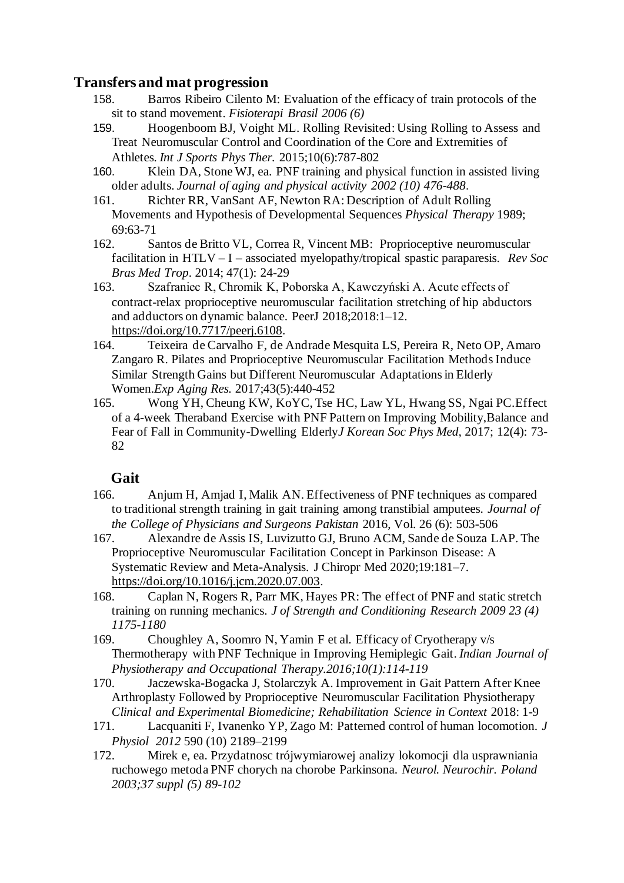## Transfers and mat progression

158. Barros Ribeiro Cilento M: Evaluation of the efficacy of train protocols of the sit to stand movement. *Fisioterapi Brasil 2006 (6)*
159. Hoogenboom BJ, Voight ML. Rolling Revisited: Using Rolling to Assess and Treat Neuromuscular Control and Coordination of the Core and Extremities of Athletes. *Int J Sports Phys Ther.* 2015;10(6):787-802
160. Klein DA, Stone WJ, ea. PNF training and physical function in assisted living older adults. *Journal of aging and physical activity 2002 (10) 476-488*.
161. Richter RR, VanSant AF, Newton RA: Description of Adult Rolling Movements and Hypothesis of Developmental Sequences *Physical Therapy* 1989; 69:63-71
162. Santos de Britto VL, Correa R, Vincent MB: Proprioceptive neuromuscular facilitation in HTLV – I – associated myelopathy/tropical spastic paraparesis. *Rev Soc Bras Med Trop*. 2014; 47(1): 24-29
163. Szafraniec R, Chromik K, Poborska A, Kawczyński A. Acute effects of contract-relax proprioceptive neuromuscular facilitation stretching of hip abductors and adductors on dynamic balance. PeerJ 2018;2018:1–12. https://doi.org/10.7717/peerj.6108.
164. Teixeira de Carvalho F, de Andrade Mesquita LS, Pereira R, Neto OP, Amaro Zangaro R. Pilates and Proprioceptive Neuromuscular Facilitation Methods Induce Similar Strength Gains but Different Neuromuscular Adaptations in Elderly Women.*Exp Aging Res.* 2017;43(5):440-452
165. Wong YH, Cheung KW, KoYC, Tse HC, Law YL, Hwang SS, Ngai PC.Effect of a 4-week Theraband Exercise with PNF Pattern on Improving Mobility,Balance and Fear of Fall in Community-Dwelling Elderly*J Korean Soc Phys Med*, 2017; 12(4): 73-82

## Gait

166. Anjum H, Amjad I, Malik AN. Effectiveness of PNF techniques as compared to traditional strength training in gait training among transtibial amputees. *Journal of the College of Physicians and Surgeons Pakistan* 2016, Vol. 26 (6): 503-506
167. Alexandre de Assis IS, Luvizutto GJ, Bruno ACM, Sande de Souza LAP. The Proprioceptive Neuromuscular Facilitation Concept in Parkinson Disease: A Systematic Review and Meta-Analysis. J Chiropr Med 2020;19:181–7. https://doi.org/10.1016/j.jcm.2020.07.003.
168. Caplan N, Rogers R, Parr MK, Hayes PR: The effect of PNF and static stretch training on running mechanics. *J of Strength and Conditioning Research 2009 23 (4) 1175-1180*
169. Choughley A, Soomro N, Yamin F et al. Efficacy of Cryotherapy v/s Thermotherapy with PNF Technique in Improving Hemiplegic Gait. *Indian Journal of Physiotherapy and Occupational Therapy.2016;10(1):114-119*
170. Jaczewska-Bogacka J, Stolarczyk A. Improvement in Gait Pattern After Knee Arthroplasty Followed by Proprioceptive Neuromuscular Facilitation Physiotherapy *Clinical and Experimental Biomedicine; Rehabilitation Science in Context* 2018: 1-9
171. Lacquaniti F, Ivanenko YP, Zago M: Patterned control of human locomotion. *J Physiol 2012* 590 (10) 2189–2199
172. Mirek e, ea. Przydatnosc trójwymiarowej analizy lokomocji dla usprawniania ruchowego metoda PNF chorych na chorobe Parkinsona. *Neurol. Neurochir. Poland 2003;37 suppl (5) 89-102*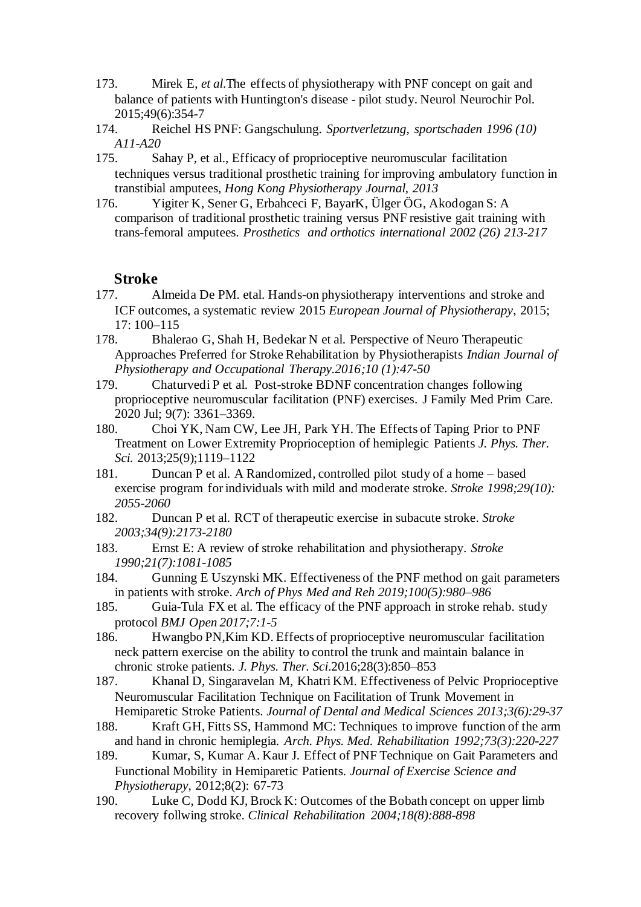173. Mirek E, *et al.*The effects of physiotherapy with PNF concept on gait and balance of patients with Huntington's disease - pilot study. Neurol Neurochir Pol. 2015;49(6):354-7

174. Reichel HS PNF: Gangschulung. *Sportverletzung, sportschaden 1996 (10) A11-A20*

175. Sahay P, et al., Efficacy of proprioceptive neuromuscular facilitation techniques versus traditional prosthetic training for improving ambulatory function in transtibial amputees, *Hong Kong Physiotherapy Journal, 2013*

176. Yigiter K, Sener G, Erbahceci F, BayarK, Ülger ÖG, Akodogan S: A comparison of traditional prosthetic training versus PNF resistive gait training with trans-femoral amputees. *Prosthetics and orthotics international 2002 (26) 213-217*

## Stroke

177. Almeida De PM. etal. Hands-on physiotherapy interventions and stroke and ICF outcomes, a systematic review 2015 *European Journal of Physiotherapy*, 2015; 17: 100–115

178. Bhalerao G, Shah H, Bedekar N et al. Perspective of Neuro Therapeutic Approaches Preferred for Stroke Rehabilitation by Physiotherapists *Indian Journal of Physiotherapy and Occupational Therapy.2016;10 (1):47-50*

179. Chaturvedi P et al. Post-stroke BDNF concentration changes following proprioceptive neuromuscular facilitation (PNF) exercises. J Family Med Prim Care. 2020 Jul; 9(7): 3361–3369.

180. Choi YK, Nam CW, Lee JH, Park YH. The Effects of Taping Prior to PNF Treatment on Lower Extremity Proprioception of hemiplegic Patients *J. Phys. Ther. Sci.* 2013;25(9);1119–1122

181. Duncan P et al. A Randomized, controlled pilot study of a home – based exercise program for individuals with mild and moderate stroke. *Stroke 1998;29(10): 2055-2060*

182. Duncan P et al. RCT of therapeutic exercise in subacute stroke. *Stroke 2003;34(9):2173-2180*

183. Ernst E: A review of stroke rehabilitation and physiotherapy. *Stroke 1990;21(7):1081-1085*

184. Gunning E Uszynski MK. Effectiveness of the PNF method on gait parameters in patients with stroke. *Arch of Phys Med and Reh 2019;100(5):980–986*

185. Guia-Tula FX et al. The efficacy of the PNF approach in stroke rehab. study protocol *BMJ Open 2017;7:1-5*

186. Hwangbo PN,Kim KD. Effects of proprioceptive neuromuscular facilitation neck pattern exercise on the ability to control the trunk and maintain balance in chronic stroke patients. *J. Phys. Ther. Sci*.2016;28(3):850–853

187. Khanal D, Singaravelan M, Khatri KM. Effectiveness of Pelvic Proprioceptive Neuromuscular Facilitation Technique on Facilitation of Trunk Movement in Hemiparetic Stroke Patients. *Journal of Dental and Medical Sciences 2013;3(6):29-37*

188. Kraft GH, Fitts SS, Hammond MC: Techniques to improve function of the arm and hand in chronic hemiplegia. *Arch. Phys. Med. Rehabilitation 1992;73(3):220-227*

189. Kumar, S, Kumar A. Kaur J. Effect of PNF Technique on Gait Parameters and Functional Mobility in Hemiparetic Patients. *Journal of Exercise Science and Physiotherapy*, 2012;8(2): 67-73

190. Luke C, Dodd KJ, Brock K: Outcomes of the Bobath concept on upper limb recovery follwing stroke. *Clinical Rehabilitation 2004;18(8):888-898*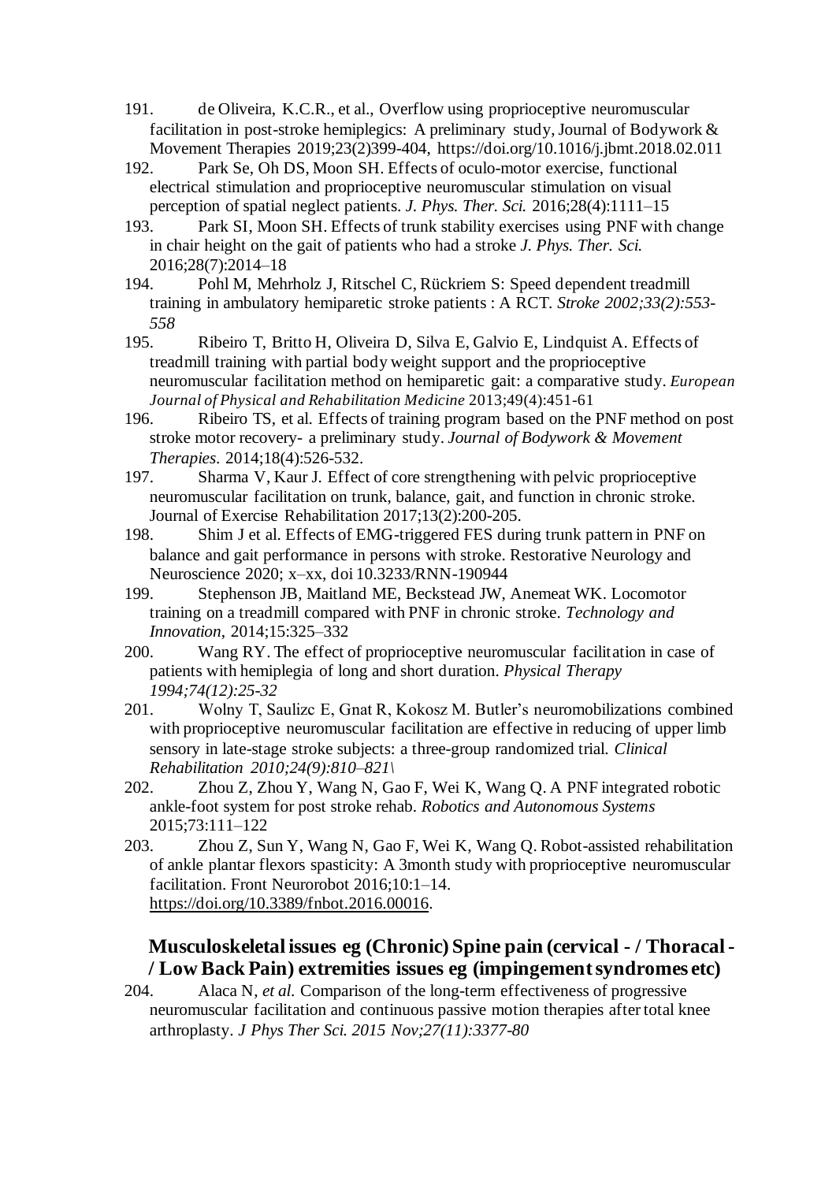191. de Oliveira, K.C.R., et al., Overflow using proprioceptive neuromuscular facilitation in post-stroke hemiplegics: A preliminary study, Journal of Bodywork & Movement Therapies 2019;23(2)399-404, https://doi.org/10.1016/j.jbmt.2018.02.011
192. Park Se, Oh DS, Moon SH. Effects of oculo-motor exercise, functional electrical stimulation and proprioceptive neuromuscular stimulation on visual perception of spatial neglect patients. *J. Phys. Ther. Sci.* 2016;28(4):1111–15
193. Park SI, Moon SH. Effects of trunk stability exercises using PNF with change in chair height on the gait of patients who had a stroke *J. Phys. Ther. Sci.* 2016;28(7):2014–18
194. Pohl M, Mehrholz J, Ritschel C, Rückriem S: Speed dependent treadmill training in ambulatory hemiparetic stroke patients : A RCT. *Stroke 2002;33(2):553-558*
195. Ribeiro T, Britto H, Oliveira D, Silva E, Galvio E, Lindquist A. Effects of treadmill training with partial body weight support and the proprioceptive neuromuscular facilitation method on hemiparetic gait: a comparative study. *European Journal of Physical and Rehabilitation Medicine* 2013;49(4):451-61
196. Ribeiro TS, et al. Effects of training program based on the PNF method on post stroke motor recovery- a preliminary study. *Journal of Bodywork & Movement Therapies*. 2014;18(4):526-532.
197. Sharma V, Kaur J. Effect of core strengthening with pelvic proprioceptive neuromuscular facilitation on trunk, balance, gait, and function in chronic stroke. Journal of Exercise Rehabilitation 2017;13(2):200-205.
198. Shim J et al. Effects of EMG-triggered FES during trunk pattern in PNF on balance and gait performance in persons with stroke. Restorative Neurology and Neuroscience 2020; x–xx, doi 10.3233/RNN-190944
199. Stephenson JB, Maitland ME, Beckstead JW, Anemeat WK. Locomotor training on a treadmill compared with PNF in chronic stroke. *Technology and Innovation*, 2014;15:325–332
200. Wang RY. The effect of proprioceptive neuromuscular facilitation in case of patients with hemiplegia of long and short duration. *Physical Therapy 1994;74(12):25-32*
201. Wolny T, Saulizc E, Gnat R, Kokosz M. Butler's neuromobilizations combined with proprioceptive neuromuscular facilitation are effective in reducing of upper limb sensory in late-stage stroke subjects: a three-group randomized trial. *Clinical Rehabilitation 2010;24(9):810–821\*
202. Zhou Z, Zhou Y, Wang N, Gao F, Wei K, Wang Q. A PNF integrated robotic ankle-foot system for post stroke rehab. *Robotics and Autonomous Systems* 2015;73:111–122
203. Zhou Z, Sun Y, Wang N, Gao F, Wei K, Wang Q. Robot-assisted rehabilitation of ankle plantar flexors spasticity: A 3month study with proprioceptive neuromuscular facilitation. Front Neurorobot 2016;10:1–14. https://doi.org/10.3389/fnbot.2016.00016.

## Musculoskeletal issues eg (Chronic) Spine pain (cervical - / Thoracal - / Low Back Pain) extremities issues eg (impingement syndromes etc)

204. Alaca N, *et al.* Comparison of the long-term effectiveness of progressive neuromuscular facilitation and continuous passive motion therapies after total knee arthroplasty. *J Phys Ther Sci. 2015 Nov;27(11):3377-80*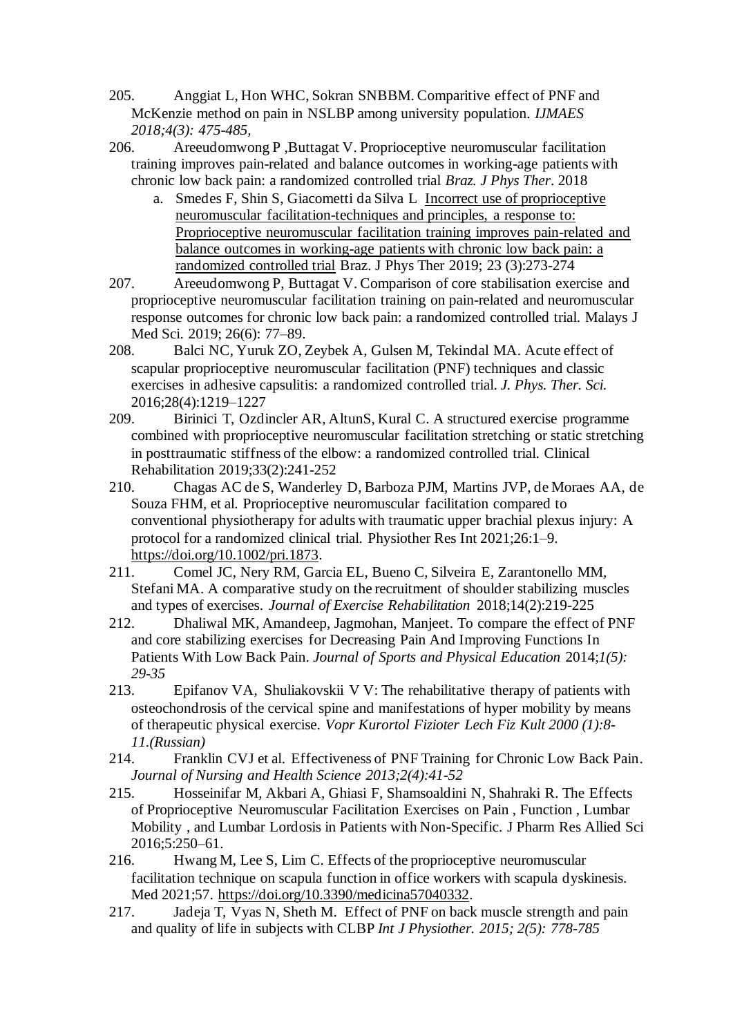205. Anggiat L, Hon WHC, Sokran SNBBM. Comparitive effect of PNF and McKenzie method on pain in NSLBP among university population. *IJMAES 2018;4(3): 475-485,*

206. Areeudomwong P ,Buttagat V. Proprioceptive neuromuscular facilitation training improves pain-related and balance outcomes in working-age patients with chronic low back pain: a randomized controlled trial *Braz. J Phys Ther*. 2018
    a. Smedes F, Shin S, Giacometti da Silva L Incorrect use of proprioceptive neuromuscular facilitation-techniques and principles, a response to: Proprioceptive neuromuscular facilitation training improves pain-related and balance outcomes in working-age patients with chronic low back pain: a randomized controlled trial Braz. J Phys Ther 2019; 23 (3):273-274

207. Areeudomwong P, Buttagat V. Comparison of core stabilisation exercise and proprioceptive neuromuscular facilitation training on pain-related and neuromuscular response outcomes for chronic low back pain: a randomized controlled trial. Malays J Med Sci. 2019; 26(6): 77–89.

208. Balci NC, Yuruk ZO, Zeybek A, Gulsen M, Tekindal MA. Acute effect of scapular proprioceptive neuromuscular facilitation (PNF) techniques and classic exercises in adhesive capsulitis: a randomized controlled trial. *J. Phys. Ther. Sci.* 2016;28(4):1219–1227

209. Birinici T, Ozdincler AR, AltunS, Kural C. A structured exercise programme combined with proprioceptive neuromuscular facilitation stretching or static stretching in posttraumatic stiffness of the elbow: a randomized controlled trial. Clinical Rehabilitation 2019;33(2):241-252

210. Chagas AC de S, Wanderley D, Barboza PJM, Martins JVP, de Moraes AA, de Souza FHM, et al. Proprioceptive neuromuscular facilitation compared to conventional physiotherapy for adults with traumatic upper brachial plexus injury: A protocol for a randomized clinical trial. Physiother Res Int 2021;26:1–9. https://doi.org/10.1002/pri.1873.

211. Comel JC, Nery RM, Garcia EL, Bueno C, Silveira E, Zarantonello MM, Stefani MA. A comparative study on the recruitment of shoulder stabilizing muscles and types of exercises. *Journal of Exercise Rehabilitation* 2018;14(2):219-225

212. Dhaliwal MK, Amandeep, Jagmohan, Manjeet. To compare the effect of PNF and core stabilizing exercises for Decreasing Pain And Improving Functions In Patients With Low Back Pain. *Journal of Sports and Physical Education* 2014;*1(5): 29-35*

213. Epifanov VA, Shuliakovskii V V: The rehabilitative therapy of patients with osteochondrosis of the cervical spine and manifestations of hyper mobility by means of therapeutic physical exercise. *Vopr Kurortol Fizioter Lech Fiz Kult 2000 (1):8-11.(Russian)*

214. Franklin CVJ et al. Effectiveness of PNF Training for Chronic Low Back Pain. *Journal of Nursing and Health Science 2013;2(4):41-52*

215. Hosseinifar M, Akbari A, Ghiasi F, Shamsoaldini N, Shahraki R. The Effects of Proprioceptive Neuromuscular Facilitation Exercises on Pain , Function , Lumbar Mobility , and Lumbar Lordosis in Patients with Non-Specific. J Pharm Res Allied Sci 2016;5:250–61.

216. Hwang M, Lee S, Lim C. Effects of the proprioceptive neuromuscular facilitation technique on scapula function in office workers with scapula dyskinesis. Med 2021;57. https://doi.org/10.3390/medicina57040332.

217. Jadeja T, Vyas N, Sheth M. Effect of PNF on back muscle strength and pain and quality of life in subjects with CLBP *Int J Physiother. 2015; 2(5): 778-785*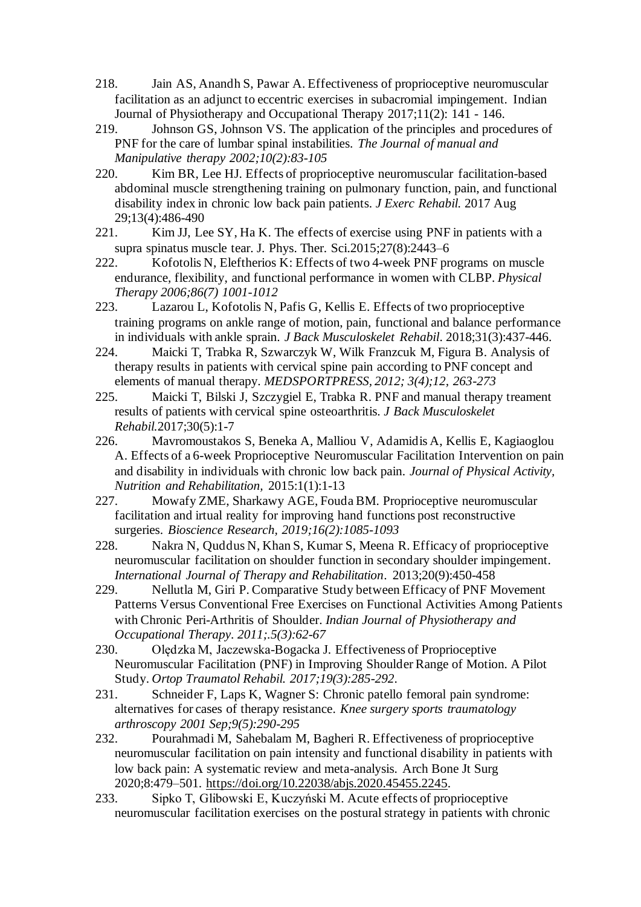218. Jain AS, Anandh S, Pawar A. Effectiveness of proprioceptive neuromuscular facilitation as an adjunct to eccentric exercises in subacromial impingement. Indian Journal of Physiotherapy and Occupational Therapy 2017;11(2): 141 - 146.

219. Johnson GS, Johnson VS. The application of the principles and procedures of PNF for the care of lumbar spinal instabilities. *The Journal of manual and Manipulative therapy 2002;10(2):83-105*

220. Kim BR, Lee HJ. Effects of proprioceptive neuromuscular facilitation-based abdominal muscle strengthening training on pulmonary function, pain, and functional disability index in chronic low back pain patients. *J Exerc Rehabil.* 2017 Aug 29;13(4):486-490

221. Kim JJ, Lee SY, Ha K. The effects of exercise using PNF in patients with a supra spinatus muscle tear. J. Phys. Ther. Sci.2015;27(8):2443–6

222. Kofotolis N, Eleftherios K: Effects of two 4-week PNF programs on muscle endurance, flexibility, and functional performance in women with CLBP. *Physical Therapy 2006;86(7) 1001-1012*

223. Lazarou L, Kofotolis N, Pafis G, Kellis E. Effects of two proprioceptive training programs on ankle range of motion, pain, functional and balance performance in individuals with ankle sprain. *J Back Musculoskelet Rehabil*. 2018;31(3):437-446.

224. Maicki T, Trabka R, Szwarczyk W, Wilk Franzcuk M, Figura B. Analysis of therapy results in patients with cervical spine pain according to PNF concept and elements of manual therapy. *MEDSPORTPRESS, 2012; 3(4);12, 263-273*

225. Maicki T, Bilski J, Szczygiel E, Trabka R. PNF and manual therapy treament results of patients with cervical spine osteoarthritis. *J Back Musculoskelet Rehabil.*2017;30(5):1-7

226. Mavromoustakos S, Beneka A, Malliou V, Adamidis A, Kellis E, Kagiaoglou A. Effects of a 6-week Proprioceptive Neuromuscular Facilitation Intervention on pain and disability in individuals with chronic low back pain. *Journal of Physical Activity, Nutrition and Rehabilitation,* 2015:1(1):1-13

227. Mowafy ZME, Sharkawy AGE, Fouda BM. Proprioceptive neuromuscular facilitation and irtual reality for improving hand functions post reconstructive surgeries. *Bioscience Research, 2019;16(2):1085-1093*

228. Nakra N, Quddus N, Khan S, Kumar S, Meena R. Efficacy of proprioceptive neuromuscular facilitation on shoulder function in secondary shoulder impingement. *International Journal of Therapy and Rehabilitation*. 2013;20(9):450-458

229. Nellutla M, Giri P. Comparative Study between Efficacy of PNF Movement Patterns Versus Conventional Free Exercises on Functional Activities Among Patients with Chronic Peri-Arthritis of Shoulder. *Indian Journal of Physiotherapy and Occupational Therapy. 2011;.5(3):62-67*

230. Olędzka M, Jaczewska-Bogacka J. Effectiveness of Proprioceptive Neuromuscular Facilitation (PNF) in Improving Shoulder Range of Motion. A Pilot Study. *Ortop Traumatol Rehabil. 2017;19(3):285-292.*

231. Schneider F, Laps K, Wagner S: Chronic patello femoral pain syndrome: alternatives for cases of therapy resistance. *Knee surgery sports traumatology arthroscopy 2001 Sep;9(5):290-295*

232. Pourahmadi M, Sahebalam M, Bagheri R. Effectiveness of proprioceptive neuromuscular facilitation on pain intensity and functional disability in patients with low back pain: A systematic review and meta-analysis. Arch Bone Jt Surg 2020;8:479–501. https://doi.org/10.22038/abjs.2020.45455.2245.

233. Sipko T, Glibowski E, Kuczyński M. Acute effects of proprioceptive neuromuscular facilitation exercises on the postural strategy in patients with chronic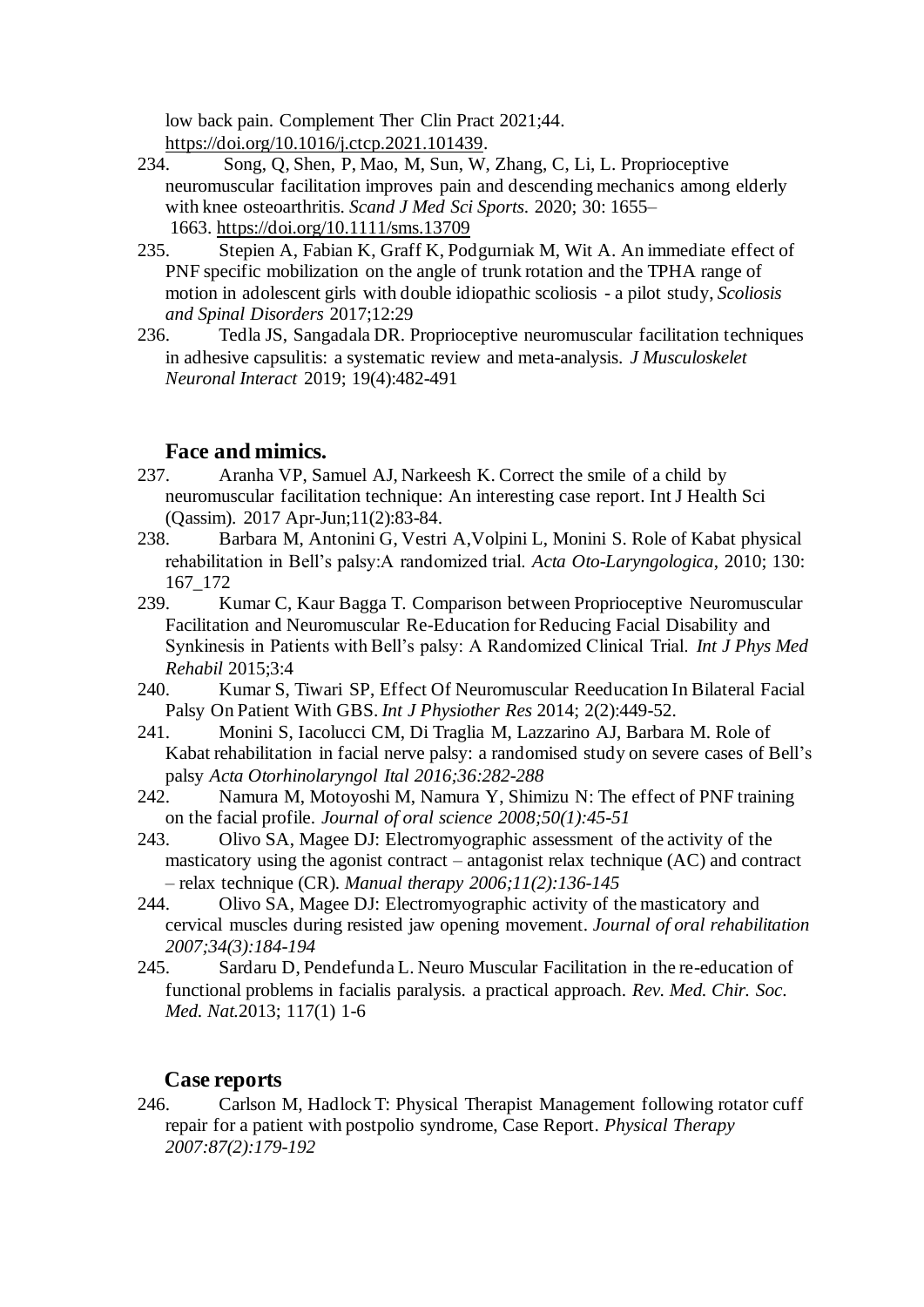low back pain. Complement Ther Clin Pract 2021;44. https://doi.org/10.1016/j.ctcp.2021.101439.

234. Song, Q, Shen, P, Mao, M, Sun, W, Zhang, C, Li, L. Proprioceptive neuromuscular facilitation improves pain and descending mechanics among elderly with knee osteoarthritis. *Scand J Med Sci Sports*. 2020; 30: 1655–1663. https://doi.org/10.1111/sms.13709
235. Stepien A, Fabian K, Graff K, Podgurniak M, Wit A. An immediate effect of PNF specific mobilization on the angle of trunk rotation and the TPHA range of motion in adolescent girls with double idiopathic scoliosis - a pilot study, *Scoliosis and Spinal Disorders* 2017;12:29
236. Tedla JS, Sangadala DR. Proprioceptive neuromuscular facilitation techniques in adhesive capsulitis: a systematic review and meta-analysis. *J Musculoskelet Neuronal Interact* 2019; 19(4):482-491

## Face and mimics.

237. Aranha VP, Samuel AJ, Narkeesh K. Correct the smile of a child by neuromuscular facilitation technique: An interesting case report. Int J Health Sci (Qassim). 2017 Apr-Jun;11(2):83-84.
238. Barbara M, Antonini G, Vestri A,Volpini L, Monini S. Role of Kabat physical rehabilitation in Bell's palsy:A randomized trial. *Acta Oto-Laryngologica*, 2010; 130: 167_172
239. Kumar C, Kaur Bagga T. Comparison between Proprioceptive Neuromuscular Facilitation and Neuromuscular Re-Education for Reducing Facial Disability and Synkinesis in Patients with Bell's palsy: A Randomized Clinical Trial. *Int J Phys Med Rehabil* 2015;3:4
240. Kumar S, Tiwari SP, Effect Of Neuromuscular Reeducation In Bilateral Facial Palsy On Patient With GBS. *Int J Physiother Res* 2014; 2(2):449-52.
241. Monini S, Iacolucci CM, Di Traglia M, Lazzarino AJ, Barbara M. Role of Kabat rehabilitation in facial nerve palsy: a randomised study on severe cases of Bell's palsy *Acta Otorhinolaryngol Ital 2016;36:282-288*
242. Namura M, Motoyoshi M, Namura Y, Shimizu N: The effect of PNF training on the facial profile. *Journal of oral science 2008;50(1):45-51*
243. Olivo SA, Magee DJ: Electromyographic assessment of the activity of the masticatory using the agonist contract – antagonist relax technique (AC) and contract – relax technique (CR). *Manual therapy 2006;11(2):136-145*
244. Olivo SA, Magee DJ: Electromyographic activity of the masticatory and cervical muscles during resisted jaw opening movement. *Journal of oral rehabilitation 2007;34(3):184-194*
245. Sardaru D, Pendefunda L. Neuro Muscular Facilitation in the re-education of functional problems in facialis paralysis. a practical approach. *Rev. Med. Chir. Soc. Med. Nat.*2013; 117(1) 1-6

## Case reports

246. Carlson M, Hadlock T: Physical Therapist Management following rotator cuff repair for a patient with postpolio syndrome, Case Report. *Physical Therapy 2007:87(2):179-192*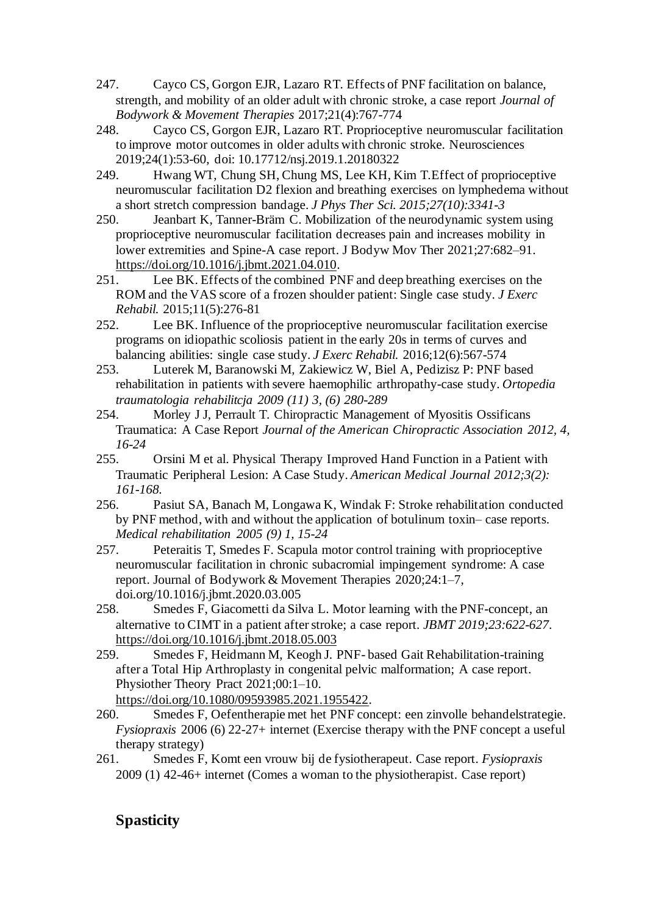247. Cayco CS, Gorgon EJR, Lazaro RT. Effects of PNF facilitation on balance, strength, and mobility of an older adult with chronic stroke, a case report *Journal of Bodywork & Movement Therapies* 2017;21(4):767-774
248. Cayco CS, Gorgon EJR, Lazaro RT. Proprioceptive neuromuscular facilitation to improve motor outcomes in older adults with chronic stroke. Neurosciences 2019;24(1):53-60, doi: 10.17712/nsj.2019.1.20180322
249. Hwang WT, Chung SH, Chung MS, Lee KH, Kim T.Effect of proprioceptive neuromuscular facilitation D2 flexion and breathing exercises on lymphedema without a short stretch compression bandage. *J Phys Ther Sci. 2015;27(10):3341-3*
250. Jeanbart K, Tanner-Bräm C. Mobilization of the neurodynamic system using proprioceptive neuromuscular facilitation decreases pain and increases mobility in lower extremities and Spine-A case report. J Bodyw Mov Ther 2021;27:682–91. https://doi.org/10.1016/j.jbmt.2021.04.010.
251. Lee BK. Effects of the combined PNF and deep breathing exercises on the ROM and the VAS score of a frozen shoulder patient: Single case study. *J Exerc Rehabil.* 2015;11(5):276-81
252. Lee BK. Influence of the proprioceptive neuromuscular facilitation exercise programs on idiopathic scoliosis patient in the early 20s in terms of curves and balancing abilities: single case study. *J Exerc Rehabil.* 2016;12(6):567-574
253. Luterek M, Baranowski M, Zakiewicz W, Biel A, Pedizisz P: PNF based rehabilitation in patients with severe haemophilic arthropathy-case study. *Ortopedia traumatologia rehabilitcja 2009 (11) 3, (6) 280-289*
254. Morley J J, Perrault T. Chiropractic Management of Myositis Ossificans Traumatica: A Case Report *Journal of the American Chiropractic Association 2012, 4, 16-24*
255. Orsini M et al. Physical Therapy Improved Hand Function in a Patient with Traumatic Peripheral Lesion: A Case Study. *American Medical Journal 2012;3(2): 161-168.*
256. Pasiut SA, Banach M, Longawa K, Windak F: Stroke rehabilitation conducted by PNF method, with and without the application of botulinum toxin– case reports. *Medical rehabilitation 2005 (9) 1, 15-24*
257. Peteraitis T, Smedes F. Scapula motor control training with proprioceptive neuromuscular facilitation in chronic subacromial impingement syndrome: A case report. Journal of Bodywork & Movement Therapies 2020;24:1–7, doi.org/10.1016/j.jbmt.2020.03.005
258. Smedes F, Giacometti da Silva L. Motor learning with the PNF-concept, an alternative to CIMT in a patient after stroke; a case report. *JBMT 2019;23:622-627.* https://doi.org/10.1016/j.jbmt.2018.05.003
259. Smedes F, Heidmann M, Keogh J. PNF- based Gait Rehabilitation-training after a Total Hip Arthroplasty in congenital pelvic malformation; A case report. Physiother Theory Pract 2021;00:1–10. https://doi.org/10.1080/09593985.2021.1955422.
260. Smedes F, Oefentherapie met het PNF concept: een zinvolle behandelstrategie. *Fysiopraxis* 2006 (6) 22-27+ internet (Exercise therapy with the PNF concept a useful therapy strategy)
261. Smedes F, Komt een vrouw bij de fysiotherapeut. Case report. *Fysiopraxis* 2009 (1) 42-46+ internet (Comes a woman to the physiotherapist. Case report)

## Spasticity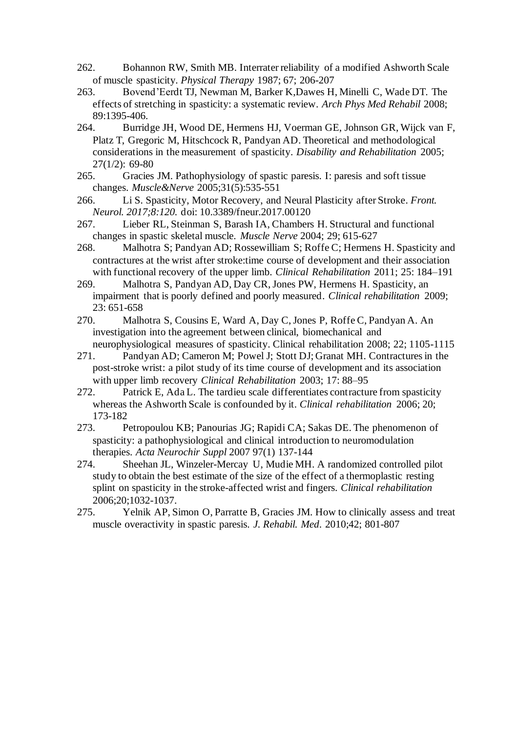262. Bohannon RW, Smith MB. Interrater reliability of a modified Ashworth Scale of muscle spasticity. *Physical Therapy* 1987; 67; 206-207

263. Bovend'Eerdt TJ, Newman M, Barker K,Dawes H, Minelli C, Wade DT. The effects of stretching in spasticity: a systematic review. *Arch Phys Med Rehabil* 2008; 89:1395-406.

264. Burridge JH, Wood DE, Hermens HJ, Voerman GE, Johnson GR, Wijck van F, Platz T, Gregoric M, Hitschcock R, Pandyan AD. Theoretical and methodological considerations in the measurement of spasticity. *Disability and Rehabilitation* 2005; 27(1/2): 69-80

265. Gracies JM. Pathophysiology of spastic paresis. I: paresis and soft tissue changes. *Muscle&Nerve* 2005;31(5):535-551

266. Li S. Spasticity, Motor Recovery, and Neural Plasticity after Stroke. *Front. Neurol. 2017;8:120.* doi: 10.3389/fneur.2017.00120

267. Lieber RL, Steinman S, Barash IA, Chambers H. Structural and functional changes in spastic skeletal muscle. *Muscle Nerve* 2004; 29; 615-627

268. Malhotra S; Pandyan AD; Rossewilliam S; Roffe C; Hermens H. Spasticity and contractures at the wrist after stroke:time course of development and their association with functional recovery of the upper limb. *Clinical Rehabilitation* 2011; 25: 184–191

269. Malhotra S, Pandyan AD, Day CR, Jones PW, Hermens H. Spasticity, an impairment that is poorly defined and poorly measured. *Clinical rehabilitation* 2009; 23: 651-658

270. Malhotra S, Cousins E, Ward A, Day C, Jones P, Roffe C, Pandyan A. An investigation into the agreement between clinical, biomechanical and neurophysiological measures of spasticity. Clinical rehabilitation 2008; 22; 1105-1115

271. Pandyan AD; Cameron M; Powel J; Stott DJ; Granat MH. Contractures in the post-stroke wrist: a pilot study of its time course of development and its association with upper limb recovery *Clinical Rehabilitation* 2003; 17: 88–95

272. Patrick E, Ada L. The tardieu scale differentiates contracture from spasticity whereas the Ashworth Scale is confounded by it. *Clinical rehabilitation* 2006; 20; 173-182

273. Petropoulou KB; Panourias JG; Rapidi CA; Sakas DE. The phenomenon of spasticity: a pathophysiological and clinical introduction to neuromodulation therapies. *Acta Neurochir Suppl* 2007 97(1) 137-144

274. Sheehan JL, Winzeler-Mercay U, Mudie MH. A randomized controlled pilot study to obtain the best estimate of the size of the effect of a thermoplastic resting splint on spasticity in the stroke-affected wrist and fingers. *Clinical rehabilitation* 2006;20;1032-1037.

275. Yelnik AP, Simon O, Parratte B, Gracies JM. How to clinically assess and treat muscle overactivity in spastic paresis. *J. Rehabil. Med.* 2010;42; 801-807